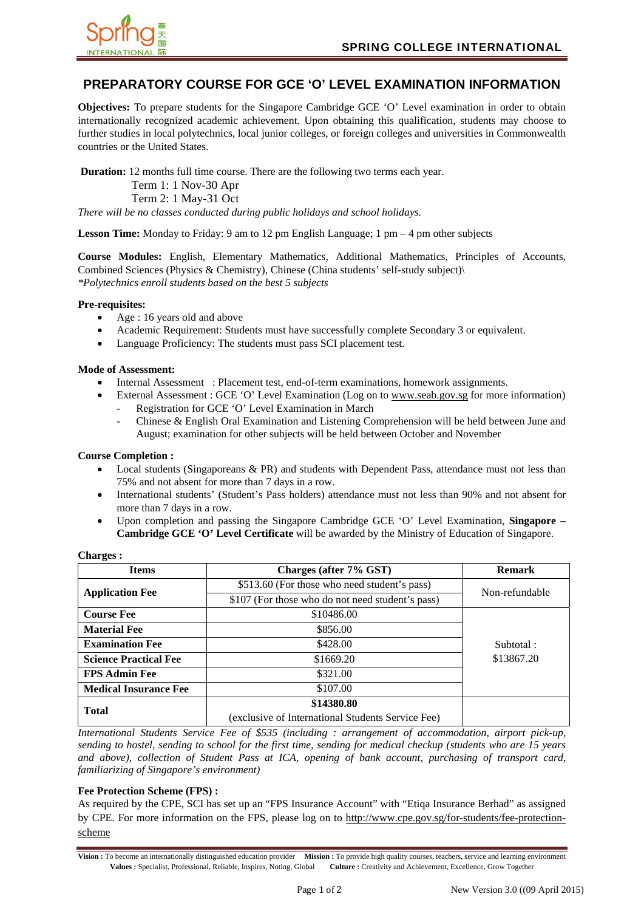# PREPARATORY COURSE FOR GCE 'O' LEVEL EXAMINATION INFORMATION

**Objectives:** To prepare students for the Singapore Cambridge GCE 'O' Level examination in order to obtain internationally recognized academic achievement. Upon obtaining this qualification, students may choose to further studies in local polytechnics, local junior colleges, or foreign colleges and universities in Commonwealth countries or the United States.

**Duration:** 12 months full time course. There are the following two terms each year.

Term 1: 1 Nov-30 Apr

Term 2: 1 May-31 Oct

*There will be no classes conducted during public holidays and school holidays.*

**Lesson Time:** Monday to Friday: 9 am to 12 pm English Language; 1 pm – 4 pm other subjects

**Course Modules:** English, Elementary Mathematics, Additional Mathematics, Principles of Accounts, Combined Sciences (Physics & Chemistry), Chinese (China students' self-study subject)\
*\*Polytechnics enroll students based on the best 5 subjects*

**Pre-requisites:**

- Age : 16 years old and above
- Academic Requirement: Students must have successfully complete Secondary 3 or equivalent.
- Language Proficiency: The students must pass SCI placement test.

**Mode of Assessment:**

- Internal Assessment : Placement test, end-of-term examinations, homework assignments.
- External Assessment : GCE 'O' Level Examination (Log on to www.seab.gov.sg for more information)
  - Registration for GCE 'O' Level Examination in March
  - Chinese & English Oral Examination and Listening Comprehension will be held between June and August; examination for other subjects will be held between October and November

**Course Completion :**

- Local students (Singaporeans & PR) and students with Dependent Pass, attendance must not less than 75% and not absent for more than 7 days in a row.
- International students' (Student's Pass holders) attendance must not less than 90% and not absent for more than 7 days in a row.
- Upon completion and passing the Singapore Cambridge GCE 'O' Level Examination, **Singapore – Cambridge GCE 'O' Level Certificate** will be awarded by the Ministry of Education of Singapore.

**Charges :**

| Items | Charges (after 7% GST) | Remark |
|---|---|---|
| **Application Fee** | $513.60 (For those who need student's pass) | Non-refundable |
| | $107 (For those who do not need student's pass) | |
| **Course Fee** | $10486.00 | Subtotal : $13867.20 |
| **Material Fee** | $856.00 | |
| **Examination Fee** | $428.00 | |
| **Science Practical Fee** | $1669.20 | |
| **FPS Admin Fee** | $321.00 | |
| **Medical Insurance Fee** | $107.00 | |
| **Total** | **$14380.80** (exclusive of International Students Service Fee) | |

*International Students Service Fee of $535 (including : arrangement of accommodation, airport pick-up, sending to hostel, sending to school for the first time, sending for medical checkup (students who are 15 years and above), collection of Student Pass at ICA, opening of bank account, purchasing of transport card, familiarizing of Singapore's environment)*

**Fee Protection Scheme (FPS) :**

As required by the CPE, SCI has set up an "FPS Insurance Account" with "Etiqa Insurance Berhad" as assigned by CPE. For more information on the FPS, please log on to http://www.cpe.gov.sg/for-students/fee-protection-scheme

**Vision :** To become an internationally distinguished education provider **Mission :** To provide high quality courses, teachers, service and learning environment
**Values :** Specialist, Professional, Reliable, Inspires, Noting, Global **Culture :** Creativity and Achievement, Excellence, Grow Together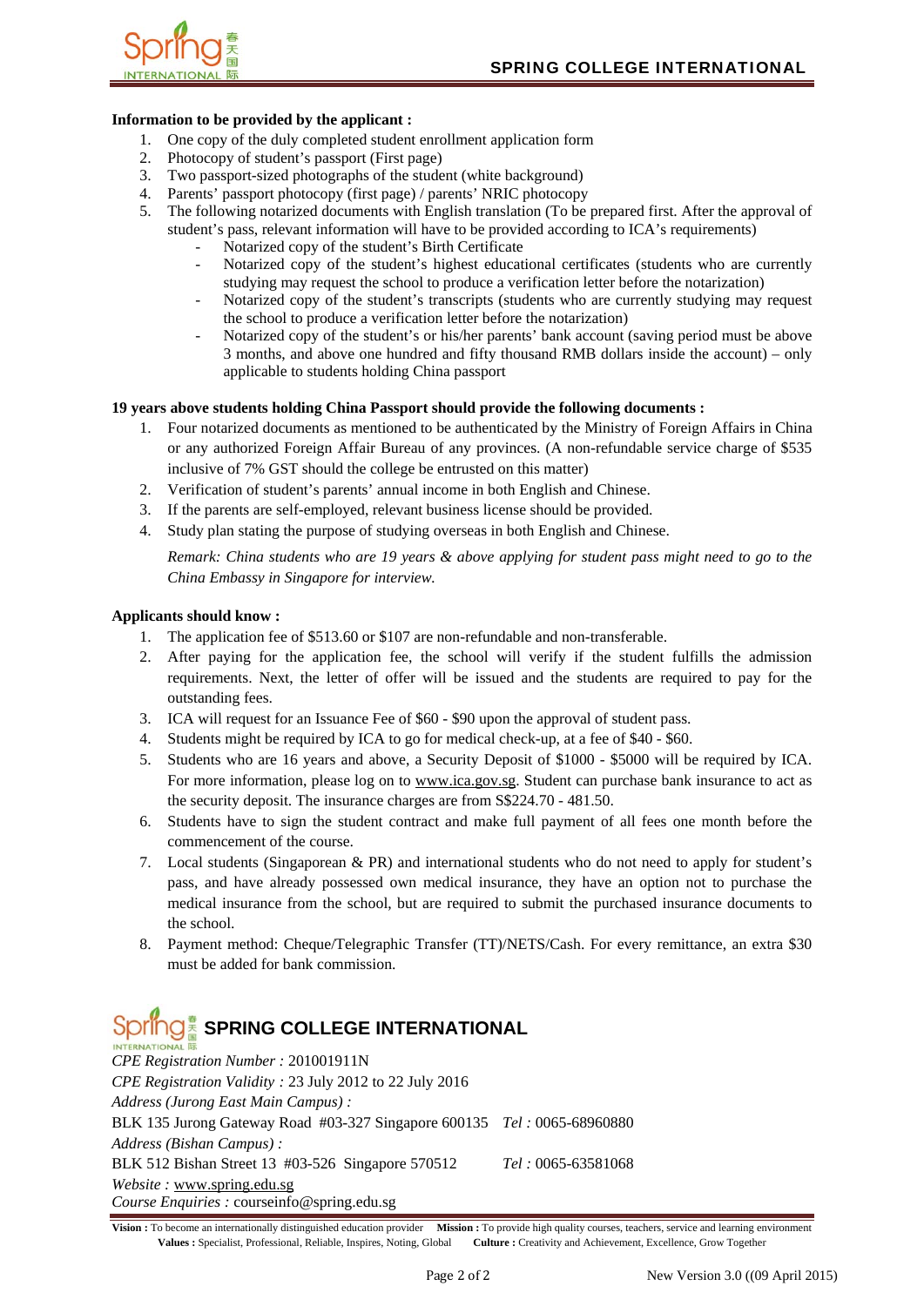**Information to be provided by the applicant :**

1. One copy of the duly completed student enrollment application form
2. Photocopy of student's passport (First page)
3. Two passport-sized photographs of the student (white background)
4. Parents' passport photocopy (first page) / parents' NRIC photocopy
5. The following notarized documents with English translation (To be prepared first. After the approval of student's pass, relevant information will have to be provided according to ICA's requirements)
   - Notarized copy of the student's Birth Certificate
   - Notarized copy of the student's highest educational certificates (students who are currently studying may request the school to produce a verification letter before the notarization)
   - Notarized copy of the student's transcripts (students who are currently studying may request the school to produce a verification letter before the notarization)
   - Notarized copy of the student's or his/her parents' bank account (saving period must be above 3 months, and above one hundred and fifty thousand RMB dollars inside the account) – only applicable to students holding China passport

**19 years above students holding China Passport should provide the following documents :**

1. Four notarized documents as mentioned to be authenticated by the Ministry of Foreign Affairs in China or any authorized Foreign Affair Bureau of any provinces. (A non-refundable service charge of $535 inclusive of 7% GST should the college be entrusted on this matter)
2. Verification of student's parents' annual income in both English and Chinese.
3. If the parents are self-employed, relevant business license should be provided.
4. Study plan stating the purpose of studying overseas in both English and Chinese.

*Remark: China students who are 19 years & above applying for student pass might need to go to the China Embassy in Singapore for interview.*

**Applicants should know :**

1. The application fee of $513.60 or $107 are non-refundable and non-transferable.
2. After paying for the application fee, the school will verify if the student fulfills the admission requirements. Next, the letter of offer will be issued and the students are required to pay for the outstanding fees.
3. ICA will request for an Issuance Fee of $60 - $90 upon the approval of student pass.
4. Students might be required by ICA to go for medical check-up, at a fee of $40 - $60.
5. Students who are 16 years and above, a Security Deposit of $1000 - $5000 will be required by ICA. For more information, please log on to www.ica.gov.sg. Student can purchase bank insurance to act as the security deposit. The insurance charges are from S$224.70 - 481.50.
6. Students have to sign the student contract and make full payment of all fees one month before the commencement of the course.
7. Local students (Singaporean & PR) and international students who do not need to apply for student's pass, and have already possessed own medical insurance, they have an option not to purchase the medical insurance from the school, but are required to submit the purchased insurance documents to the school.
8. Payment method: Cheque/Telegraphic Transfer (TT)/NETS/Cash. For every remittance, an extra $30 must be added for bank commission.

## SPRING COLLEGE INTERNATIONAL

*CPE Registration Number :* 201001911N
*CPE Registration Validity :* 23 July 2012 to 22 July 2016
*Address (Jurong East Main Campus) :*
BLK 135 Jurong Gateway Road #03-327 Singapore 600135 *Tel :* 0065-68960880
*Address (Bishan Campus) :*
BLK 512 Bishan Street 13 #03-526 Singapore 570512 *Tel :* 0065-63581068
*Website :* www.spring.edu.sg
*Course Enquiries :* courseinfo@spring.edu.sg

**Vision :** To become an internationally distinguished education provider **Mission :** To provide high quality courses, teachers, service and learning environment
**Values :** Specialist, Professional, Reliable, Inspires, Noting, Global **Culture :** Creativity and Achievement, Excellence, Grow Together

New Version 3.0 ((09 April 2015)